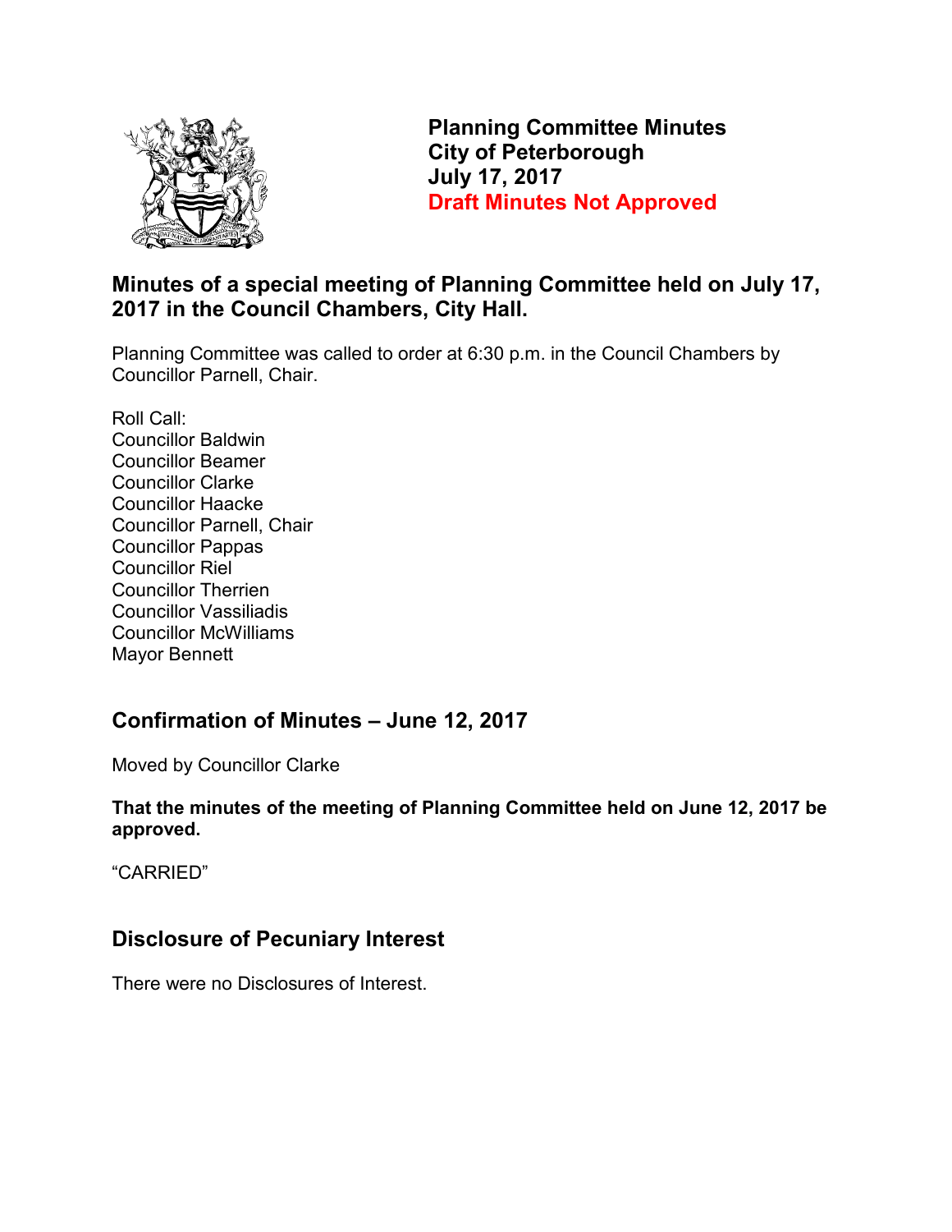# Planning Committee Minutes
# City of Peterborough
# July 17, 2017
# Draft Minutes Not Approved

## Minutes of a special meeting of Planning Committee held on July 17, 2017 in the Council Chambers, City Hall.

Planning Committee was called to order at 6:30 p.m. in the Council Chambers by Councillor Parnell, Chair.

Roll Call:
Councillor Baldwin
Councillor Beamer
Councillor Clarke
Councillor Haacke
Councillor Parnell, Chair
Councillor Pappas
Councillor Riel
Councillor Therrien
Councillor Vassiliadis
Councillor McWilliams
Mayor Bennett

## Confirmation of Minutes – June 12, 2017

Moved by Councillor Clarke

**That the minutes of the meeting of Planning Committee held on June 12, 2017 be approved.**

"CARRIED"

## Disclosure of Pecuniary Interest

There were no Disclosures of Interest.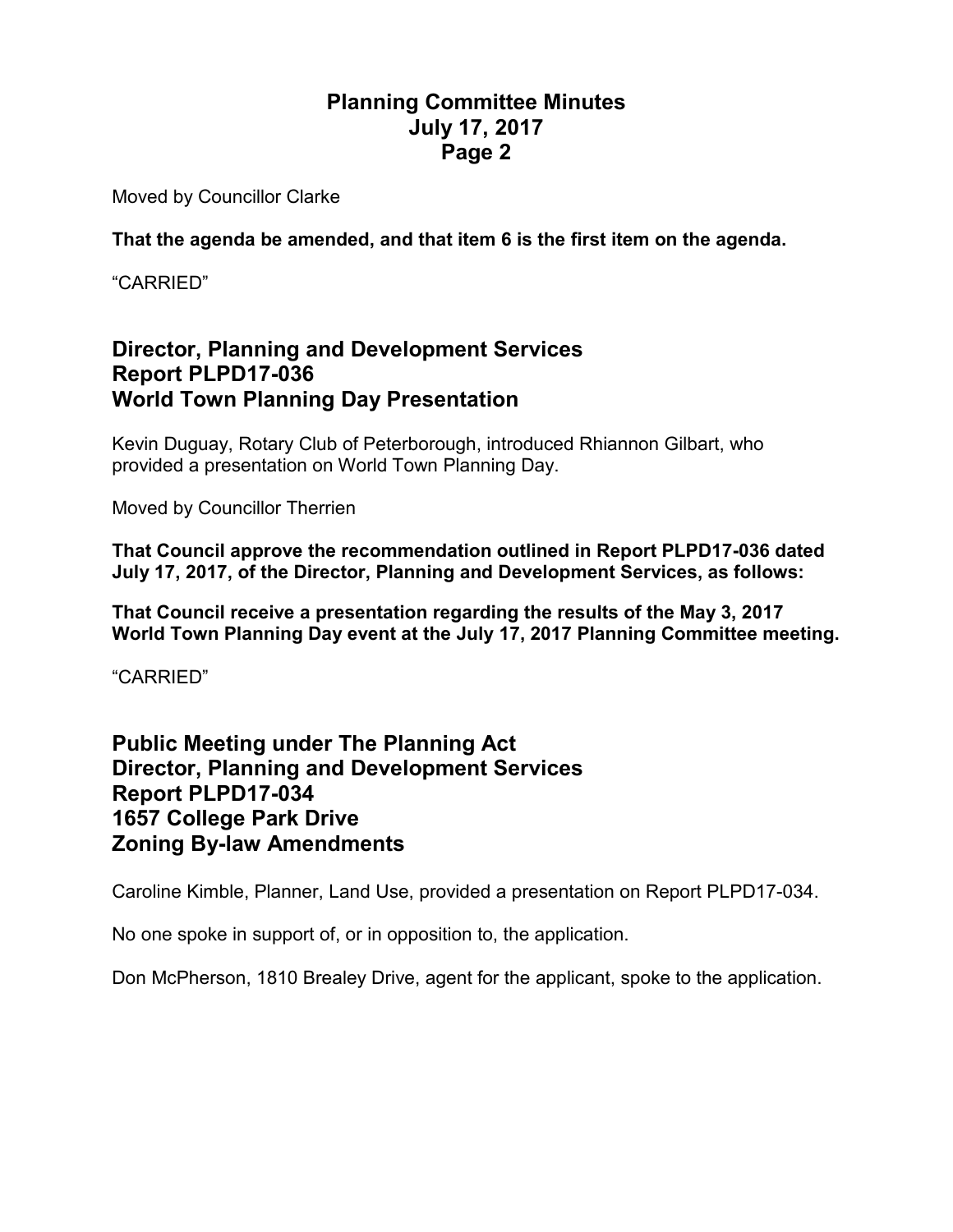Moved by Councillor Clarke

**That the agenda be amended, and that item 6 is the first item on the agenda.**

"CARRIED"

## Director, Planning and Development Services
## Report PLPD17-036
## World Town Planning Day Presentation

Kevin Duguay, Rotary Club of Peterborough, introduced Rhiannon Gilbart, who provided a presentation on World Town Planning Day.

Moved by Councillor Therrien

**That Council approve the recommendation outlined in Report PLPD17-036 dated July 17, 2017, of the Director, Planning and Development Services, as follows:**

**That Council receive a presentation regarding the results of the May 3, 2017 World Town Planning Day event at the July 17, 2017 Planning Committee meeting.**

"CARRIED"

## Public Meeting under The Planning Act
## Director, Planning and Development Services
## Report PLPD17-034
## 1657 College Park Drive
## Zoning By-law Amendments

Caroline Kimble, Planner, Land Use, provided a presentation on Report PLPD17-034.

No one spoke in support of, or in opposition to, the application.

Don McPherson, 1810 Brealey Drive, agent for the applicant, spoke to the application.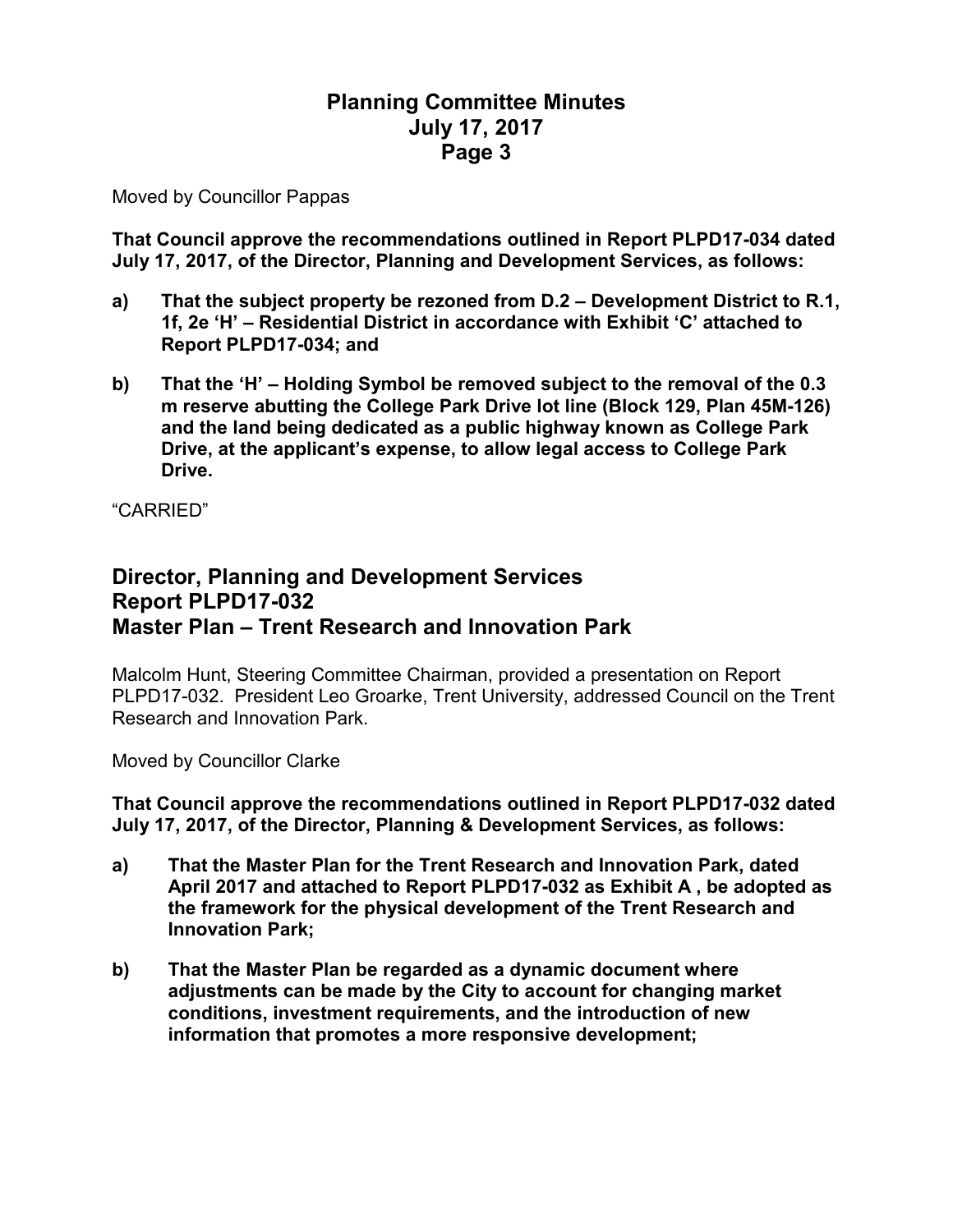Moved by Councillor Pappas

**That Council approve the recommendations outlined in Report PLPD17-034 dated July 17, 2017, of the Director, Planning and Development Services, as follows:**

**a) That the subject property be rezoned from D.2 – Development District to R.1, 1f, 2e 'H' – Residential District in accordance with Exhibit 'C' attached to Report PLPD17-034; and**

**b) That the 'H' – Holding Symbol be removed subject to the removal of the 0.3 m reserve abutting the College Park Drive lot line (Block 129, Plan 45M-126) and the land being dedicated as a public highway known as College Park Drive, at the applicant's expense, to allow legal access to College Park Drive.**

"CARRIED"

## Director, Planning and Development Services
## Report PLPD17-032
## Master Plan – Trent Research and Innovation Park

Malcolm Hunt, Steering Committee Chairman, provided a presentation on Report PLPD17-032. President Leo Groarke, Trent University, addressed Council on the Trent Research and Innovation Park.

Moved by Councillor Clarke

**That Council approve the recommendations outlined in Report PLPD17-032 dated July 17, 2017, of the Director, Planning & Development Services, as follows:**

**a) That the Master Plan for the Trent Research and Innovation Park, dated April 2017 and attached to Report PLPD17-032 as Exhibit A , be adopted as the framework for the physical development of the Trent Research and Innovation Park;**

**b) That the Master Plan be regarded as a dynamic document where adjustments can be made by the City to account for changing market conditions, investment requirements, and the introduction of new information that promotes a more responsive development;**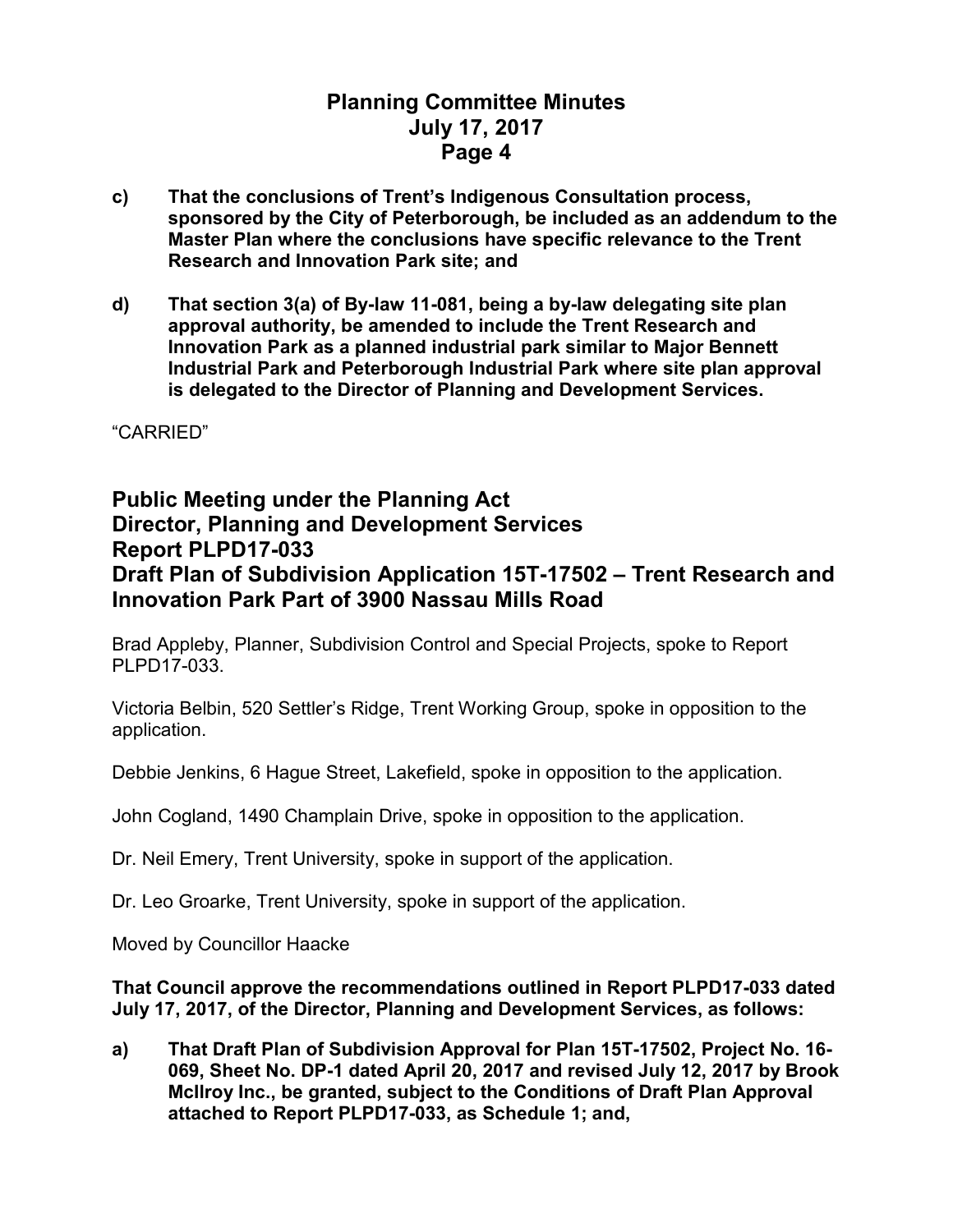**c) That the conclusions of Trent's Indigenous Consultation process, sponsored by the City of Peterborough, be included as an addendum to the Master Plan where the conclusions have specific relevance to the Trent Research and Innovation Park site; and**

**d) That section 3(a) of By-law 11-081, being a by-law delegating site plan approval authority, be amended to include the Trent Research and Innovation Park as a planned industrial park similar to Major Bennett Industrial Park and Peterborough Industrial Park where site plan approval is delegated to the Director of Planning and Development Services.**

"CARRIED"

## Public Meeting under the Planning Act
## Director, Planning and Development Services
## Report PLPD17-033
## Draft Plan of Subdivision Application 15T-17502 – Trent Research and Innovation Park Part of 3900 Nassau Mills Road

Brad Appleby, Planner, Subdivision Control and Special Projects, spoke to Report PLPD17-033.

Victoria Belbin, 520 Settler's Ridge, Trent Working Group, spoke in opposition to the application.

Debbie Jenkins, 6 Hague Street, Lakefield, spoke in opposition to the application.

John Cogland, 1490 Champlain Drive, spoke in opposition to the application.

Dr. Neil Emery, Trent University, spoke in support of the application.

Dr. Leo Groarke, Trent University, spoke in support of the application.

Moved by Councillor Haacke

**That Council approve the recommendations outlined in Report PLPD17-033 dated July 17, 2017, of the Director, Planning and Development Services, as follows:**

**a) That Draft Plan of Subdivision Approval for Plan 15T-17502, Project No. 16-069, Sheet No. DP-1 dated April 20, 2017 and revised July 12, 2017 by Brook McIlroy Inc., be granted, subject to the Conditions of Draft Plan Approval attached to Report PLPD17-033, as Schedule 1; and,**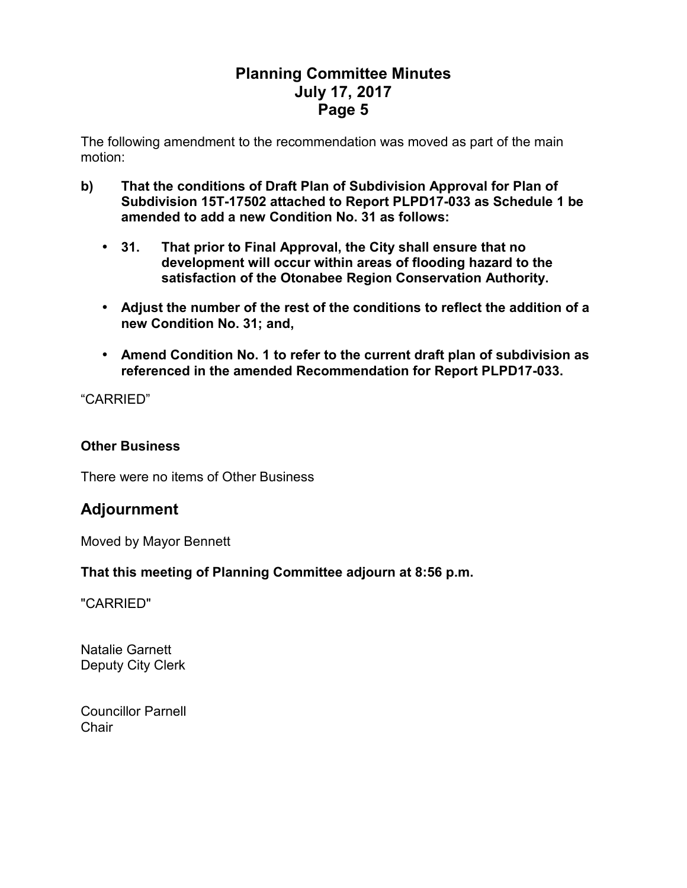The following amendment to the recommendation was moved as part of the main motion:

**b) That the conditions of Draft Plan of Subdivision Approval for Plan of Subdivision 15T-17502 attached to Report PLPD17-033 as Schedule 1 be amended to add a new Condition No. 31 as follows:**

- **31. That prior to Final Approval, the City shall ensure that no development will occur within areas of flooding hazard to the satisfaction of the Otonabee Region Conservation Authority.**
- **Adjust the number of the rest of the conditions to reflect the addition of a new Condition No. 31; and,**
- **Amend Condition No. 1 to refer to the current draft plan of subdivision as referenced in the amended Recommendation for Report PLPD17-033.**

"CARRIED"

**Other Business**

There were no items of Other Business

## Adjournment

Moved by Mayor Bennett

**That this meeting of Planning Committee adjourn at 8:56 p.m.**

"CARRIED"

Natalie Garnett
Deputy City Clerk

Councillor Parnell
Chair